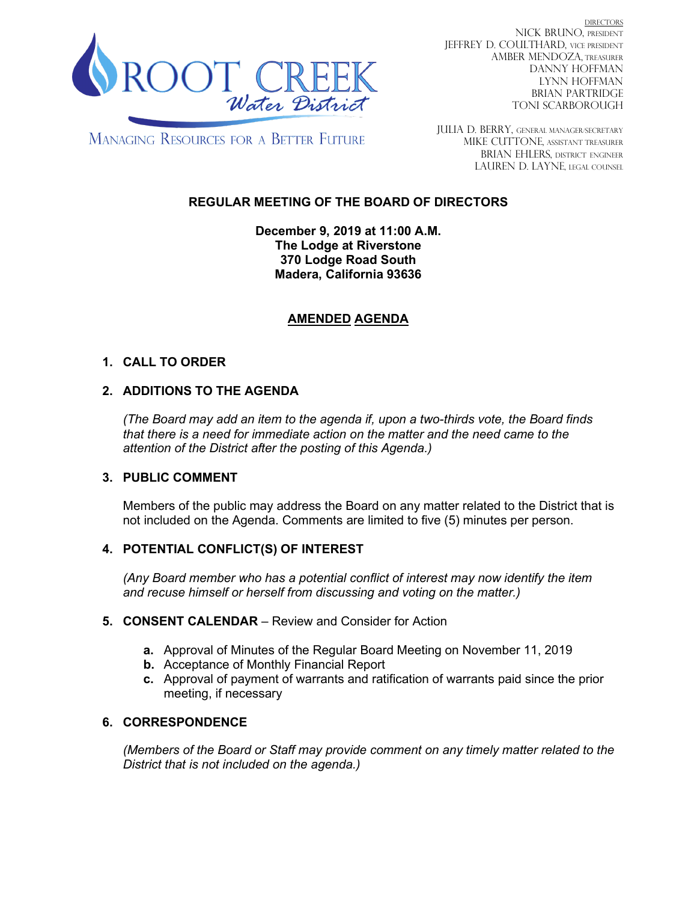ROOT CREEK Water District

MANAGING RESOURCES FOR A BETTER FUTURE

DIRECTORS
NICK BRUNO, PRESIDENT
JEFFREY D. COULTHARD, VICE PRESIDENT
AMBER MENDOZA, TREASURER
DANNY HOFFMAN
LYNN HOFFMAN
BRIAN PARTRIDGE
TONI SCARBOROUGH

JULIA D. BERRY, GENERAL MANAGER/SECRETARY
MIKE CUTTONE, ASSISTANT TREASURER
BRIAN EHLERS, DISTRICT ENGINEER
LAUREN D. LAYNE, LEGAL COUNSEL

# REGULAR MEETING OF THE BOARD OF DIRECTORS

**December 9, 2019 at 11:00 A.M.**
**The Lodge at Riverstone**
**370 Lodge Road South**
**Madera, California 93636**

## AMENDED AGENDA

## 1. CALL TO ORDER

## 2. ADDITIONS TO THE AGENDA

*(The Board may add an item to the agenda if, upon a two-thirds vote, the Board finds that there is a need for immediate action on the matter and the need came to the attention of the District after the posting of this Agenda.)*

## 3. PUBLIC COMMENT

Members of the public may address the Board on any matter related to the District that is not included on the Agenda. Comments are limited to five (5) minutes per person.

## 4. POTENTIAL CONFLICT(S) OF INTEREST

*(Any Board member who has a potential conflict of interest may now identify the item and recuse himself or herself from discussing and voting on the matter.)*

## 5. CONSENT CALENDAR – Review and Consider for Action

- **a.** Approval of Minutes of the Regular Board Meeting on November 11, 2019
- **b.** Acceptance of Monthly Financial Report
- **c.** Approval of payment of warrants and ratification of warrants paid since the prior meeting, if necessary

## 6. CORRESPONDENCE

*(Members of the Board or Staff may provide comment on any timely matter related to the District that is not included on the agenda.)*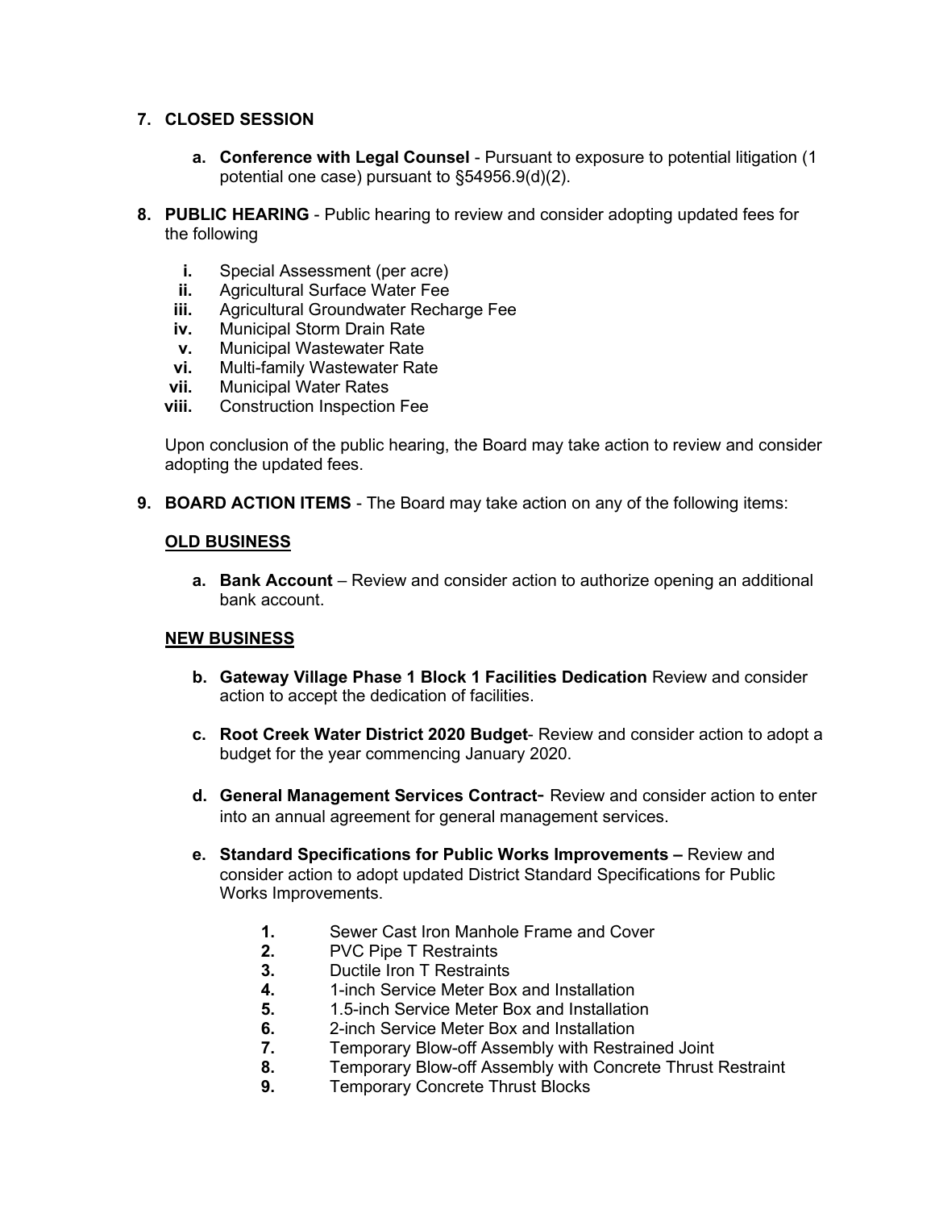7. **CLOSED SESSION**

   a. **Conference with Legal Counsel** - Pursuant to exposure to potential litigation (1 potential one case) pursuant to §54956.9(d)(2).

8. **PUBLIC HEARING** - Public hearing to review and consider adopting updated fees for the following

   i. Special Assessment (per acre)
   ii. Agricultural Surface Water Fee
   iii. Agricultural Groundwater Recharge Fee
   iv. Municipal Storm Drain Rate
   v. Municipal Wastewater Rate
   vi. Multi-family Wastewater Rate
   vii. Municipal Water Rates
   viii. Construction Inspection Fee

   Upon conclusion of the public hearing, the Board may take action to review and consider adopting the updated fees.

9. **BOARD ACTION ITEMS** - The Board may take action on any of the following items:

   **OLD BUSINESS**

   a. **Bank Account** – Review and consider action to authorize opening an additional bank account.

   **NEW BUSINESS**

   b. **Gateway Village Phase 1 Block 1 Facilities Dedication** Review and consider action to accept the dedication of facilities.

   c. **Root Creek Water District 2020 Budget**- Review and consider action to adopt a budget for the year commencing January 2020.

   d. **General Management Services Contract**- Review and consider action to enter into an annual agreement for general management services.

   e. **Standard Specifications for Public Works Improvements –** Review and consider action to adopt updated District Standard Specifications for Public Works Improvements.

      1. Sewer Cast Iron Manhole Frame and Cover
      2. PVC Pipe T Restraints
      3. Ductile Iron T Restraints
      4. 1-inch Service Meter Box and Installation
      5. 1.5-inch Service Meter Box and Installation
      6. 2-inch Service Meter Box and Installation
      7. Temporary Blow-off Assembly with Restrained Joint
      8. Temporary Blow-off Assembly with Concrete Thrust Restraint
      9. Temporary Concrete Thrust Blocks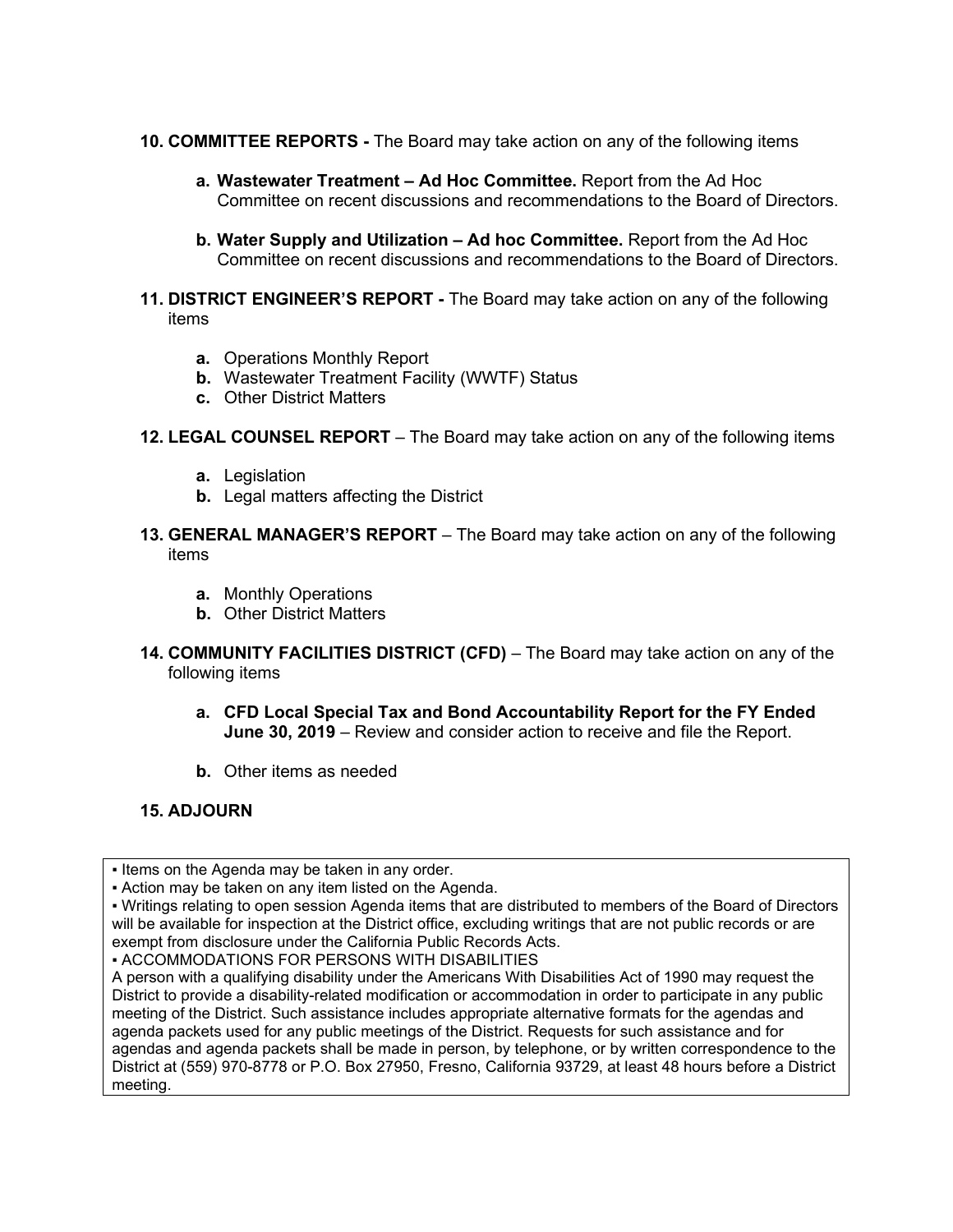**10. COMMITTEE REPORTS -** The Board may take action on any of the following items

   **a. Wastewater Treatment – Ad Hoc Committee.** Report from the Ad Hoc Committee on recent discussions and recommendations to the Board of Directors.

   **b. Water Supply and Utilization – Ad hoc Committee.** Report from the Ad Hoc Committee on recent discussions and recommendations to the Board of Directors.

**11. DISTRICT ENGINEER'S REPORT -** The Board may take action on any of the following items

   **a.** Operations Monthly Report
   **b.** Wastewater Treatment Facility (WWTF) Status
   **c.** Other District Matters

**12. LEGAL COUNSEL REPORT** – The Board may take action on any of the following items

   **a.** Legislation
   **b.** Legal matters affecting the District

**13. GENERAL MANAGER'S REPORT** – The Board may take action on any of the following items

   **a.** Monthly Operations
   **b.** Other District Matters

**14. COMMUNITY FACILITIES DISTRICT (CFD)** – The Board may take action on any of the following items

   **a. CFD Local Special Tax and Bond Accountability Report for the FY Ended June 30, 2019** – Review and consider action to receive and file the Report.

   **b.** Other items as needed

**15. ADJOURN**

---

▪ Items on the Agenda may be taken in any order.
▪ Action may be taken on any item listed on the Agenda.
▪ Writings relating to open session Agenda items that are distributed to members of the Board of Directors will be available for inspection at the District office, excluding writings that are not public records or are exempt from disclosure under the California Public Records Acts.
▪ ACCOMMODATIONS FOR PERSONS WITH DISABILITIES
A person with a qualifying disability under the Americans With Disabilities Act of 1990 may request the District to provide a disability-related modification or accommodation in order to participate in any public meeting of the District. Such assistance includes appropriate alternative formats for the agendas and agenda packets used for any public meetings of the District. Requests for such assistance and for agendas and agenda packets shall be made in person, by telephone, or by written correspondence to the District at (559) 970-8778 or P.O. Box 27950, Fresno, California 93729, at least 48 hours before a District meeting.